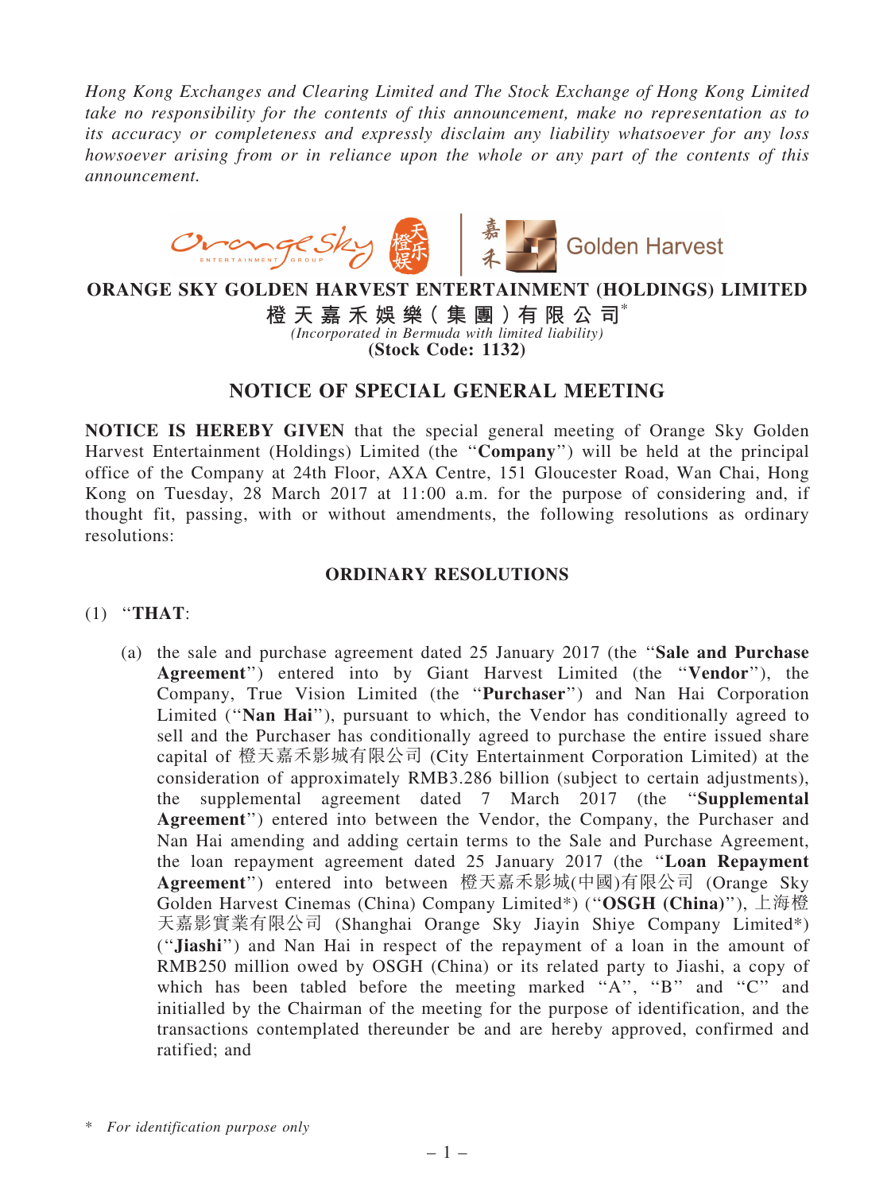*Hong Kong Exchanges and Clearing Limited and The Stock Exchange of Hong Kong Limited take no responsibility for the contents of this announcement, make no representation as to its accuracy or completeness and expressly disclaim any liability whatsoever for any loss howsoever arising from or in reliance upon the whole or any part of the contents of this announcement.*

# ORANGE SKY GOLDEN HARVEST ENTERTAINMENT (HOLDINGS) LIMITED

**橙天嘉禾娛樂(集團)有限公司**[*]

*(Incorporated in Bermuda with limited liability)*

**(Stock Code: 1132)**

## NOTICE OF SPECIAL GENERAL MEETING

**NOTICE IS HEREBY GIVEN** that the special general meeting of Orange Sky Golden Harvest Entertainment (Holdings) Limited (the "**Company**") will be held at the principal office of the Company at 24th Floor, AXA Centre, 151 Gloucester Road, Wan Chai, Hong Kong on Tuesday, 28 March 2017 at 11:00 a.m. for the purpose of considering and, if thought fit, passing, with or without amendments, the following resolutions as ordinary resolutions:

### ORDINARY RESOLUTIONS

(1) "**THAT**:

(a) the sale and purchase agreement dated 25 January 2017 (the "**Sale and Purchase Agreement**") entered into by Giant Harvest Limited (the "**Vendor**"), the Company, True Vision Limited (the "**Purchaser**") and Nan Hai Corporation Limited ("**Nan Hai**"), pursuant to which, the Vendor has conditionally agreed to sell and the Purchaser has conditionally agreed to purchase the entire issued share capital of 橙天嘉禾影城有限公司 (City Entertainment Corporation Limited) at the consideration of approximately RMB3.286 billion (subject to certain adjustments), the supplemental agreement dated 7 March 2017 (the "**Supplemental Agreement**") entered into between the Vendor, the Company, the Purchaser and Nan Hai amending and adding certain terms to the Sale and Purchase Agreement, the loan repayment agreement dated 25 January 2017 (the "**Loan Repayment Agreement**") entered into between 橙天嘉禾影城(中國)有限公司 (Orange Sky Golden Harvest Cinemas (China) Company Limited*) ("**OSGH (China)**"), 上海橙天嘉影實業有限公司 (Shanghai Orange Sky Jiayin Shiye Company Limited*) ("**Jiashi**") and Nan Hai in respect of the repayment of a loan in the amount of RMB250 million owed by OSGH (China) or its related party to Jiashi, a copy of which has been tabled before the meeting marked "A", "B" and "C" and initialled by the Chairman of the meeting for the purpose of identification, and the transactions contemplated thereunder be and are hereby approved, confirmed and ratified; and

\* *For identification purpose only*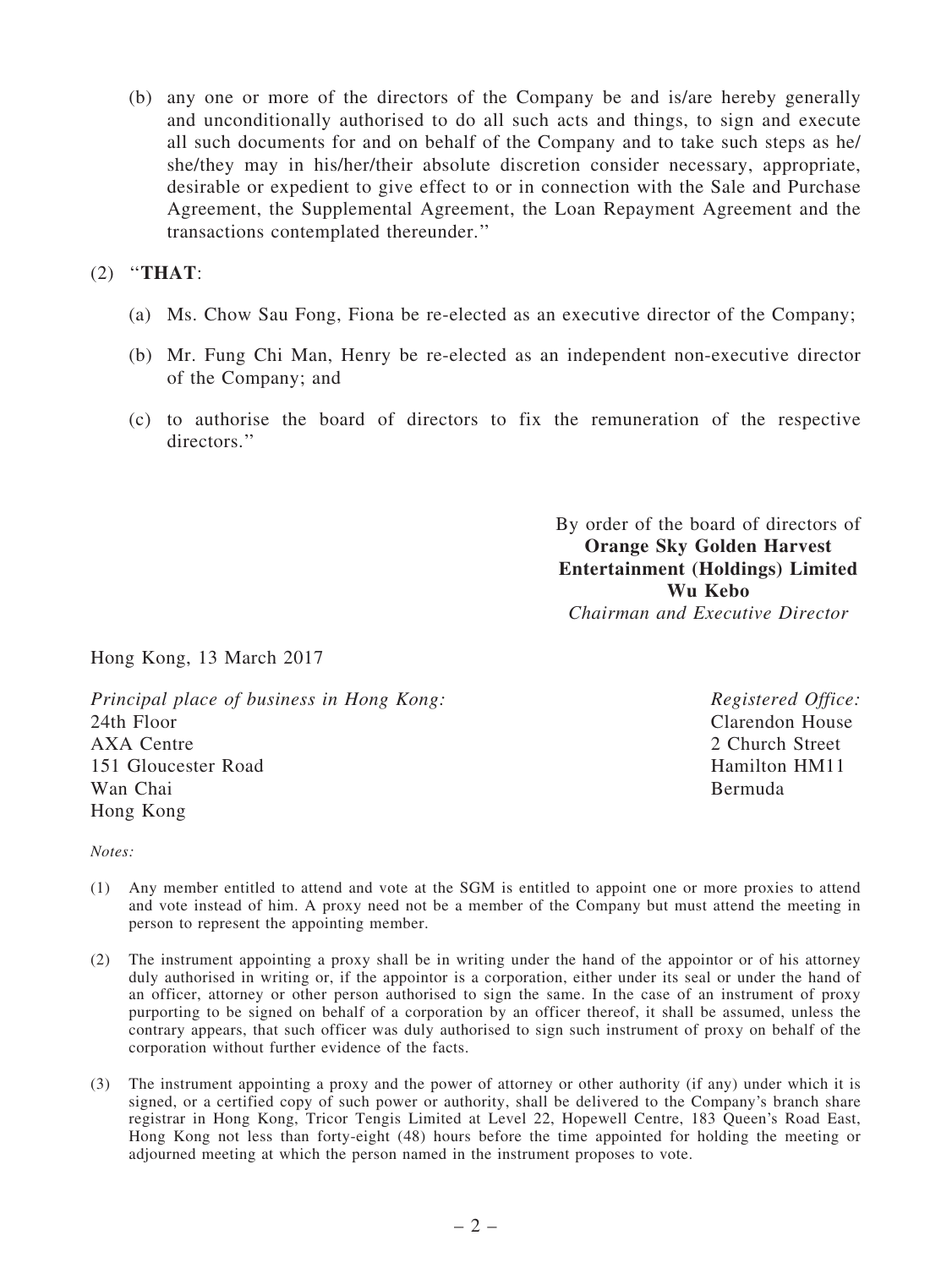(b) any one or more of the directors of the Company be and is/are hereby generally and unconditionally authorised to do all such acts and things, to sign and execute all such documents for and on behalf of the Company and to take such steps as he/she/they may in his/her/their absolute discretion consider necessary, appropriate, desirable or expedient to give effect to or in connection with the Sale and Purchase Agreement, the Supplemental Agreement, the Loan Repayment Agreement and the transactions contemplated thereunder.''

(2) ''**THAT**:

(a) Ms. Chow Sau Fong, Fiona be re-elected as an executive director of the Company;

(b) Mr. Fung Chi Man, Henry be re-elected as an independent non-executive director of the Company; and

(c) to authorise the board of directors to fix the remuneration of the respective directors.''

By order of the board of directors of
**Orange Sky Golden Harvest Entertainment (Holdings) Limited**
**Wu Kebo**
*Chairman and Executive Director*

Hong Kong, 13 March 2017

*Principal place of business in Hong Kong:*
24th Floor
AXA Centre
151 Gloucester Road
Wan Chai
Hong Kong

*Registered Office:*
Clarendon House
2 Church Street
Hamilton HM11
Bermuda

*Notes:*

(1) Any member entitled to attend and vote at the SGM is entitled to appoint one or more proxies to attend and vote instead of him. A proxy need not be a member of the Company but must attend the meeting in person to represent the appointing member.

(2) The instrument appointing a proxy shall be in writing under the hand of the appointor or of his attorney duly authorised in writing or, if the appointor is a corporation, either under its seal or under the hand of an officer, attorney or other person authorised to sign the same. In the case of an instrument of proxy purporting to be signed on behalf of a corporation by an officer thereof, it shall be assumed, unless the contrary appears, that such officer was duly authorised to sign such instrument of proxy on behalf of the corporation without further evidence of the facts.

(3) The instrument appointing a proxy and the power of attorney or other authority (if any) under which it is signed, or a certified copy of such power or authority, shall be delivered to the Company's branch share registrar in Hong Kong, Tricor Tengis Limited at Level 22, Hopewell Centre, 183 Queen's Road East, Hong Kong not less than forty-eight (48) hours before the time appointed for holding the meeting or adjourned meeting at which the person named in the instrument proposes to vote.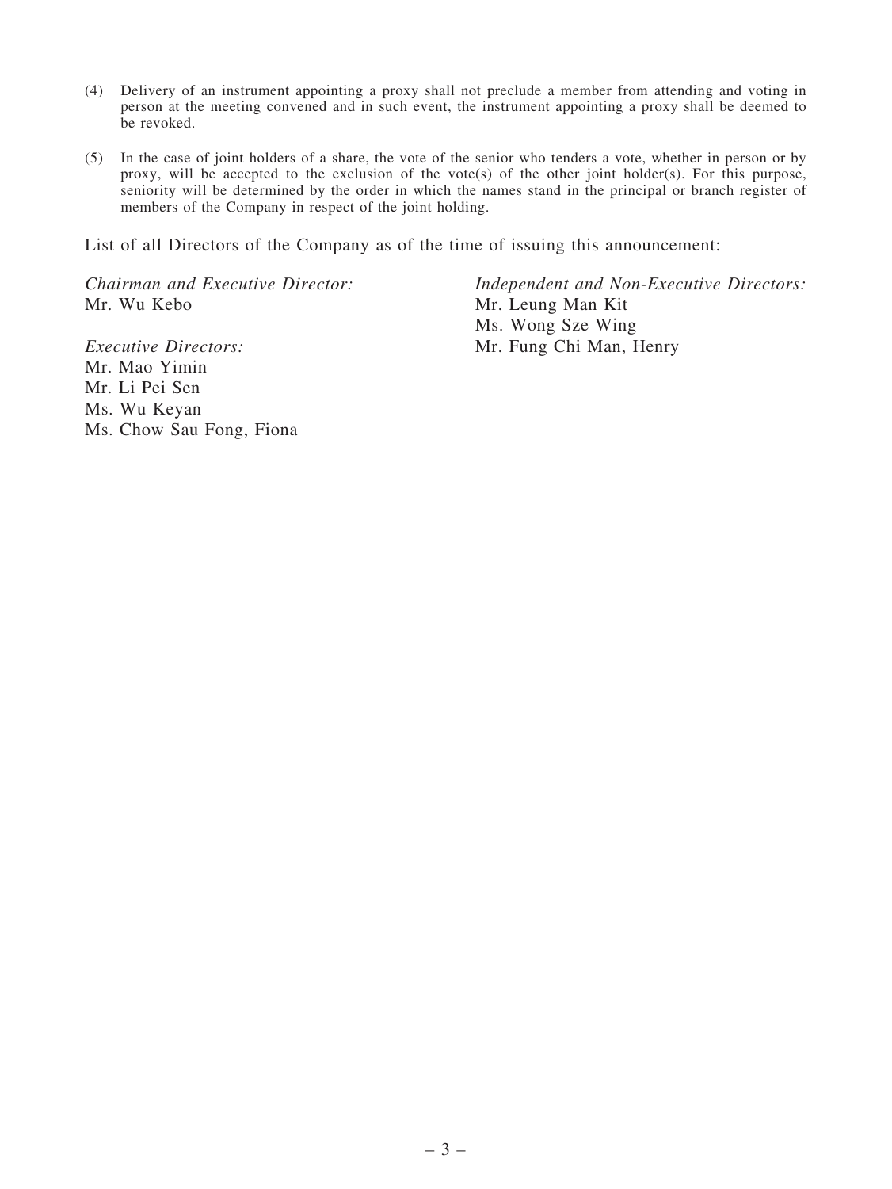(4) Delivery of an instrument appointing a proxy shall not preclude a member from attending and voting in person at the meeting convened and in such event, the instrument appointing a proxy shall be deemed to be revoked.

(5) In the case of joint holders of a share, the vote of the senior who tenders a vote, whether in person or by proxy, will be accepted to the exclusion of the vote(s) of the other joint holder(s). For this purpose, seniority will be determined by the order in which the names stand in the principal or branch register of members of the Company in respect of the joint holding.

List of all Directors of the Company as of the time of issuing this announcement:

*Chairman and Executive Director:*
Mr. Wu Kebo

*Executive Directors:*
Mr. Mao Yimin
Mr. Li Pei Sen
Ms. Wu Keyan
Ms. Chow Sau Fong, Fiona

*Independent and Non-Executive Directors:*
Mr. Leung Man Kit
Ms. Wong Sze Wing
Mr. Fung Chi Man, Henry